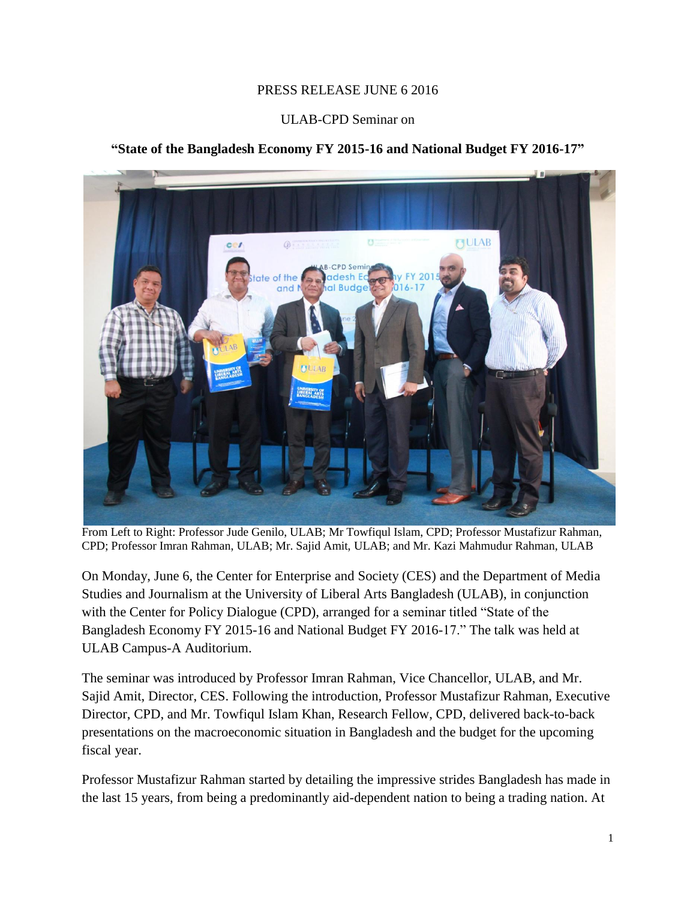PRESS RELEASE JUNE 6 2016

ULAB-CPD Seminar on

**"State of the Bangladesh Economy FY 2015-16 and National Budget FY 2016-17"**

From Left to Right: Professor Jude Genilo, ULAB; Mr Towfiqul Islam, CPD; Professor Mustafizur Rahman, CPD; Professor Imran Rahman, ULAB; Mr. Sajid Amit, ULAB; and Mr. Kazi Mahmudur Rahman, ULAB

On Monday, June 6, the Center for Enterprise and Society (CES) and the Department of Media Studies and Journalism at the University of Liberal Arts Bangladesh (ULAB), in conjunction with the Center for Policy Dialogue (CPD), arranged for a seminar titled "State of the Bangladesh Economy FY 2015-16 and National Budget FY 2016-17." The talk was held at ULAB Campus-A Auditorium.

The seminar was introduced by Professor Imran Rahman, Vice Chancellor, ULAB, and Mr. Sajid Amit, Director, CES. Following the introduction, Professor Mustafizur Rahman, Executive Director, CPD, and Mr. Towfiqul Islam Khan, Research Fellow, CPD, delivered back-to-back presentations on the macroeconomic situation in Bangladesh and the budget for the upcoming fiscal year.

Professor Mustafizur Rahman started by detailing the impressive strides Bangladesh has made in the last 15 years, from being a predominantly aid-dependent nation to being a trading nation. At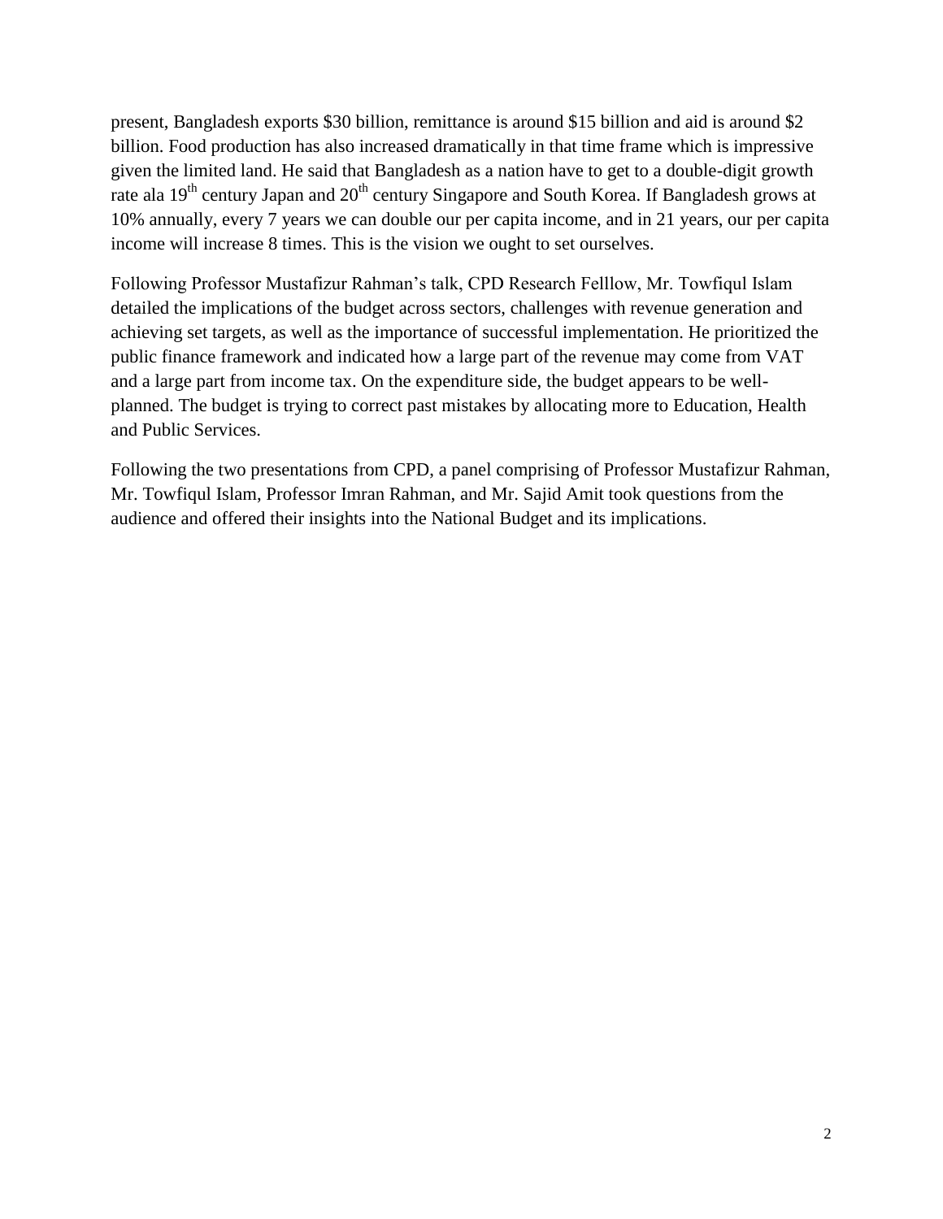present, Bangladesh exports $30 billion, remittance is around $15 billion and aid is around $2 billion. Food production has also increased dramatically in that time frame which is impressive given the limited land. He said that Bangladesh as a nation have to get to a double-digit growth rate ala 19th century Japan and 20th century Singapore and South Korea. If Bangladesh grows at 10% annually, every 7 years we can double our per capita income, and in 21 years, our per capita income will increase 8 times. This is the vision we ought to set ourselves.

Following Professor Mustafizur Rahman's talk, CPD Research Felllow, Mr. Towfiqul Islam detailed the implications of the budget across sectors, challenges with revenue generation and achieving set targets, as well as the importance of successful implementation. He prioritized the public finance framework and indicated how a large part of the revenue may come from VAT and a large part from income tax. On the expenditure side, the budget appears to be well-planned. The budget is trying to correct past mistakes by allocating more to Education, Health and Public Services.

Following the two presentations from CPD, a panel comprising of Professor Mustafizur Rahman, Mr. Towfiqul Islam, Professor Imran Rahman, and Mr. Sajid Amit took questions from the audience and offered their insights into the National Budget and its implications.